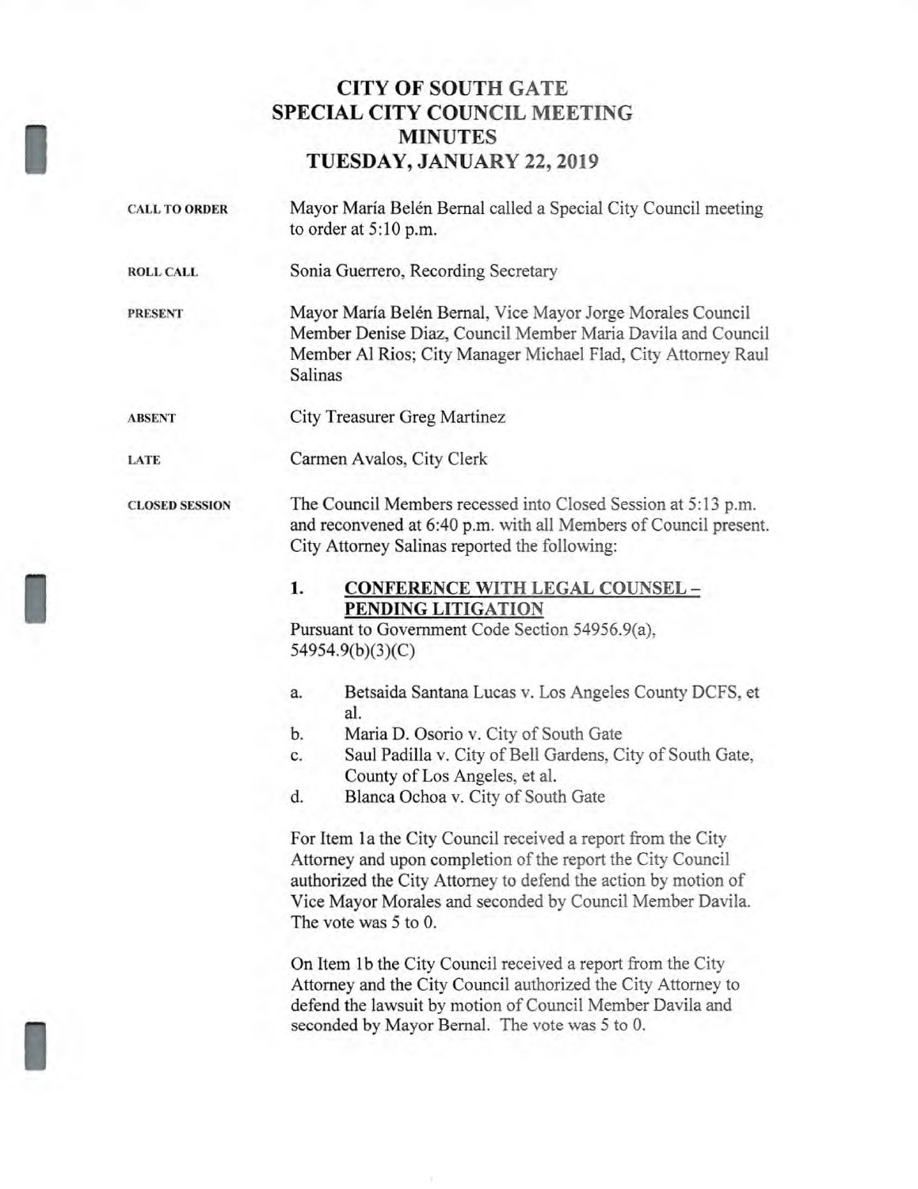# CITY OF SOUTH GATE
# SPECIAL CITY COUNCIL MEETING
# MINUTES
# TUESDAY, JANUARY 22, 2019

**CALL TO ORDER**

Mayor María Belén Bernal called a Special City Council meeting to order at 5:10 p.m.

**ROLL CALL**

Sonia Guerrero, Recording Secretary

**PRESENT**

Mayor María Belén Bernal, Vice Mayor Jorge Morales Council Member Denise Diaz, Council Member Maria Davila and Council Member Al Rios; City Manager Michael Flad, City Attorney Raul Salinas

**ABSENT**

City Treasurer Greg Martinez

**LATE**

Carmen Avalos, City Clerk

**CLOSED SESSION**

The Council Members recessed into Closed Session at 5:13 p.m. and reconvened at 6:40 p.m. with all Members of Council present. City Attorney Salinas reported the following:

1. **CONFERENCE WITH LEGAL COUNSEL – PENDING LITIGATION**

Pursuant to Government Code Section 54956.9(a), 54954.9(b)(3)(C)

a. Betsaida Santana Lucas v. Los Angeles County DCFS, et al.
b. Maria D. Osorio v. City of South Gate
c. Saul Padilla v. City of Bell Gardens, City of South Gate, County of Los Angeles, et al.
d. Blanca Ochoa v. City of South Gate

For Item 1a the City Council received a report from the City Attorney and upon completion of the report the City Council authorized the City Attorney to defend the action by motion of Vice Mayor Morales and seconded by Council Member Davila. The vote was 5 to 0.

On Item 1b the City Council received a report from the City Attorney and the City Council authorized the City Attorney to defend the lawsuit by motion of Council Member Davila and seconded by Mayor Bernal. The vote was 5 to 0.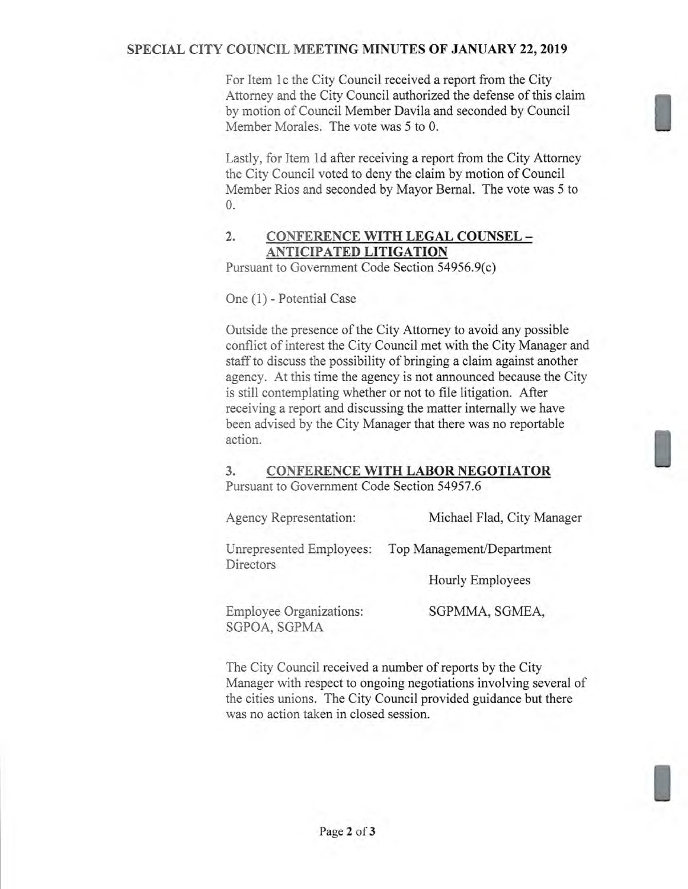For Item 1c the City Council received a report from the City Attorney and the City Council authorized the defense of this claim by motion of Council Member Davila and seconded by Council Member Morales. The vote was 5 to 0.

Lastly, for Item 1d after receiving a report from the City Attorney the City Council voted to deny the claim by motion of Council Member Rios and seconded by Mayor Bernal. The vote was 5 to 0.

## 2. CONFERENCE WITH LEGAL COUNSEL – ANTICIPATED LITIGATION

Pursuant to Government Code Section 54956.9(c)

One (1) - Potential Case

Outside the presence of the City Attorney to avoid any possible conflict of interest the City Council met with the City Manager and staff to discuss the possibility of bringing a claim against another agency. At this time the agency is not announced because the City is still contemplating whether or not to file litigation. After receiving a report and discussing the matter internally we have been advised by the City Manager that there was no reportable action.

## 3. CONFERENCE WITH LABOR NEGOTIATOR

Pursuant to Government Code Section 54957.6

Agency Representation: Michael Flad, City Manager

Unrepresented Employees: Top Management/Department Directors

Hourly Employees

Employee Organizations: SGPMMA, SGMEA, SGPOA, SGPMA

The City Council received a number of reports by the City Manager with respect to ongoing negotiations involving several of the cities unions. The City Council provided guidance but there was no action taken in closed session.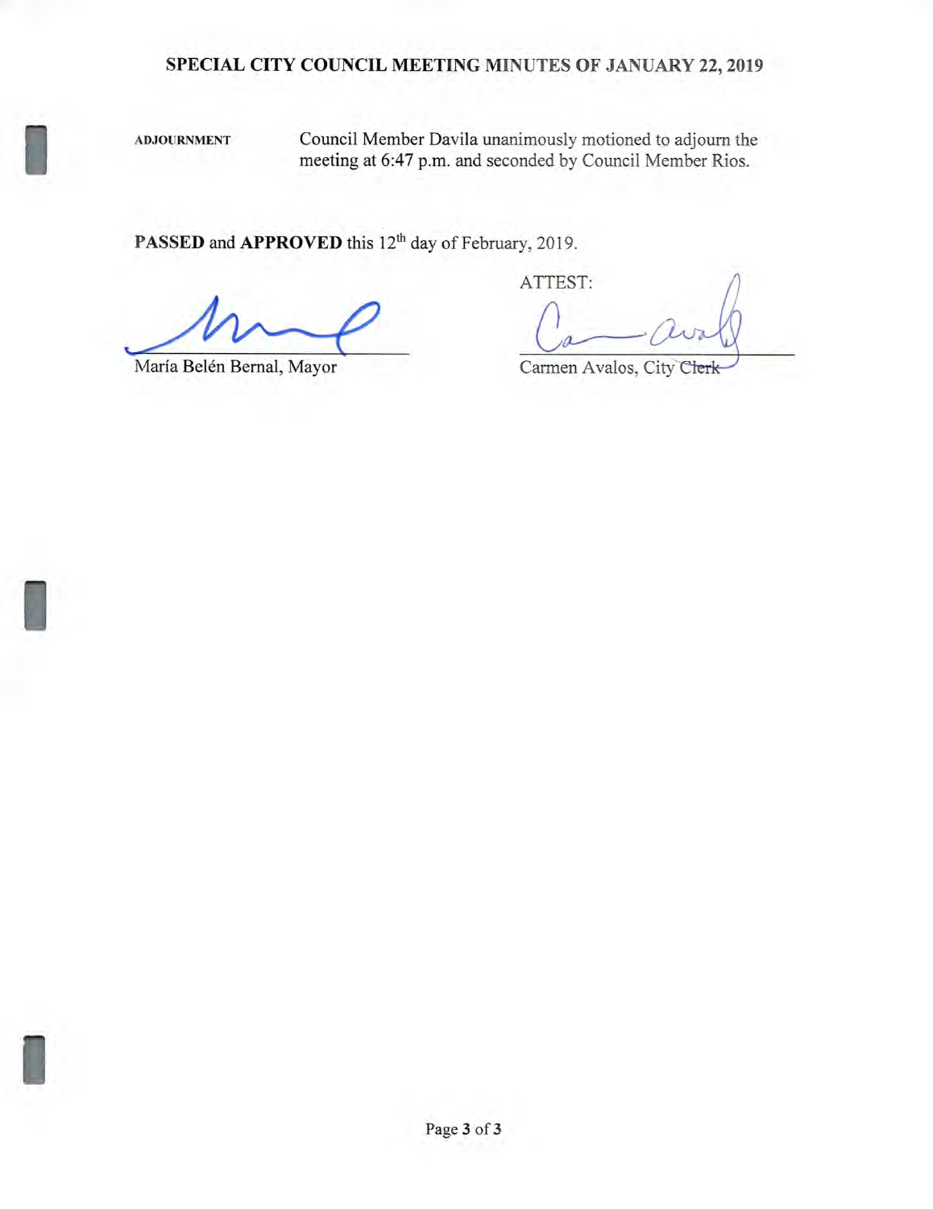## SPECIAL CITY COUNCIL MEETING MINUTES OF JANUARY 22, 2019

**ADJOURNMENT** Council Member Davila unanimously motioned to adjourn the meeting at 6:47 p.m. and seconded by Council Member Rios.

**PASSED** and **APPROVED** this 12th day of February, 2019.

María Belén Bernal, Mayor

ATTEST:

Carmen Avalos, City Clerk